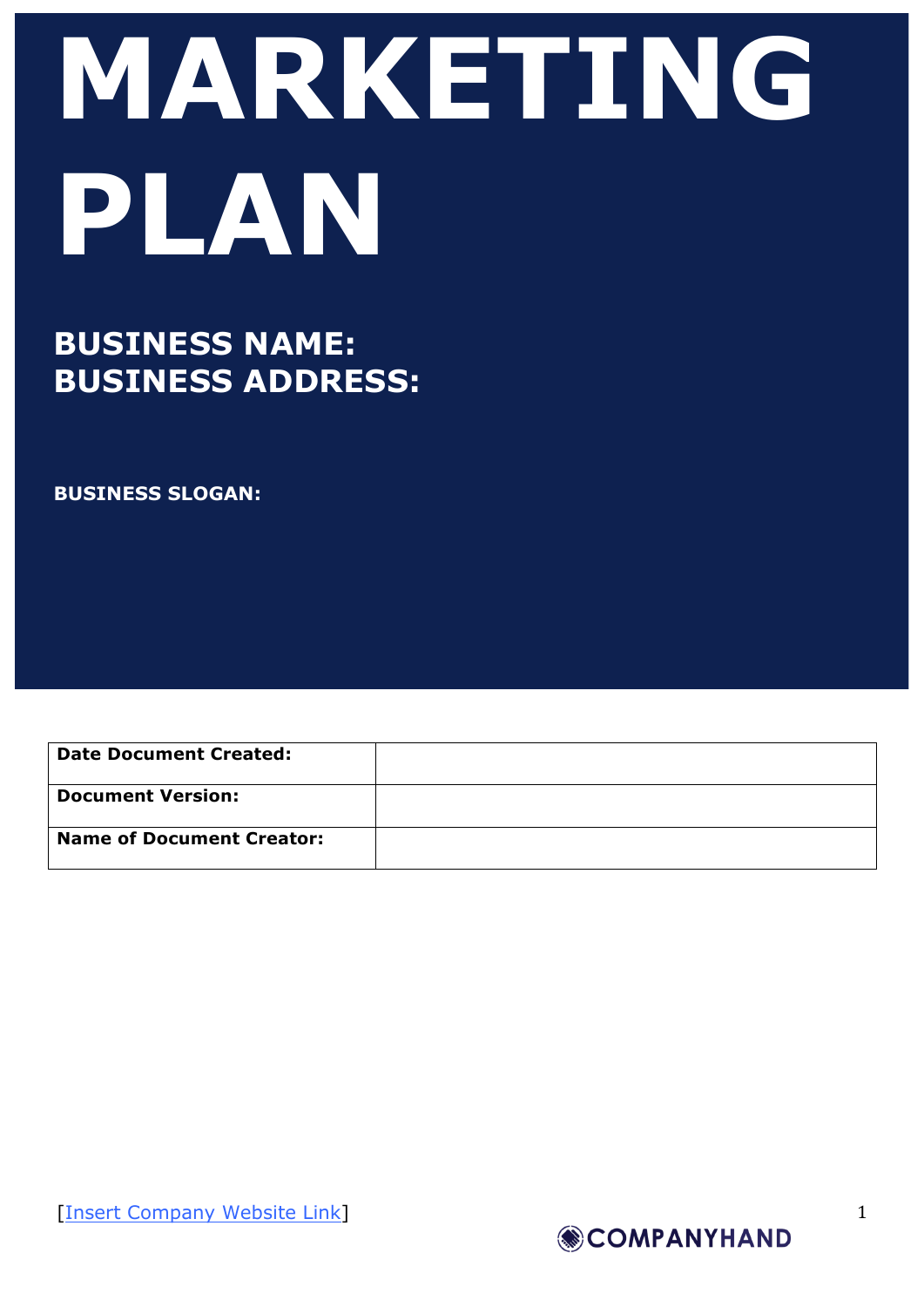# MARKETING PLAN

**BUSINESS NAME:**
**BUSINESS ADDRESS:**

**BUSINESS SLOGAN:**

| **Date Document Created:** | |
| --- | --- |
| **Document Version:** | |
| **Name of Document Creator:** | |

[Insert Company Website Link]

COMPANYHAND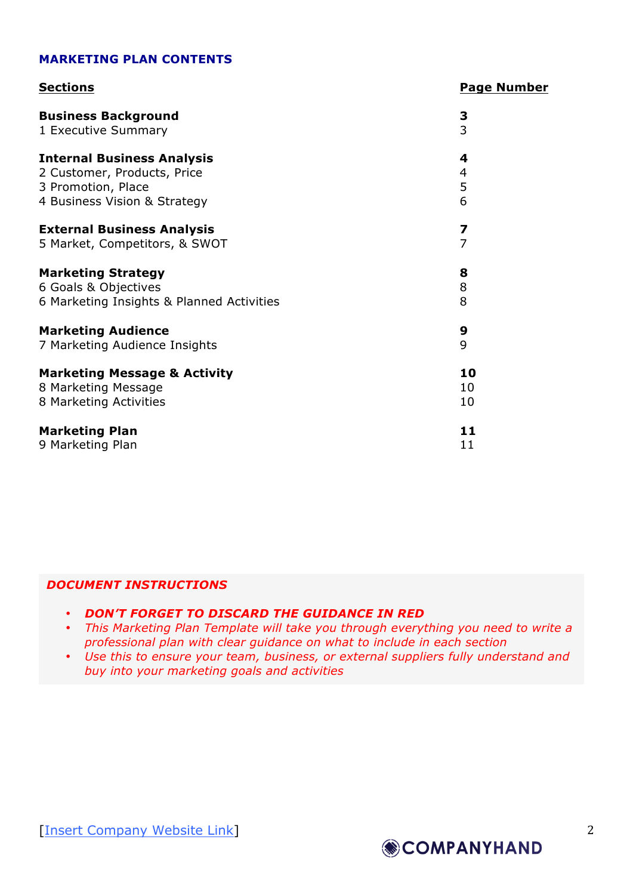## MARKETING PLAN CONTENTS

| Sections | Page Number |
| --- | --- |
| **Business Background** | **3** |
| 1 Executive Summary | 3 |
| **Internal Business Analysis** | **4** |
| 2 Customer, Products, Price | 4 |
| 3 Promotion, Place | 5 |
| 4 Business Vision & Strategy | 6 |
| **External Business Analysis** | **7** |
| 5 Market, Competitors, & SWOT | 7 |
| **Marketing Strategy** | **8** |
| 6 Goals & Objectives | 8 |
| 6 Marketing Insights & Planned Activities | 8 |
| **Marketing Audience** | **9** |
| 7 Marketing Audience Insights | 9 |
| **Marketing Message & Activity** | **10** |
| 8 Marketing Message | 10 |
| 8 Marketing Activities | 10 |
| **Marketing Plan** | **11** |
| 9 Marketing Plan | 11 |

***DOCUMENT INSTRUCTIONS***

- ***DON'T FORGET TO DISCARD THE GUIDANCE IN RED***
- *This Marketing Plan Template will take you through everything you need to write a professional plan with clear guidance on what to include in each section*
- *Use this to ensure your team, business, or external suppliers fully understand and buy into your marketing goals and activities*

[Insert Company Website Link]

COMPANYHAND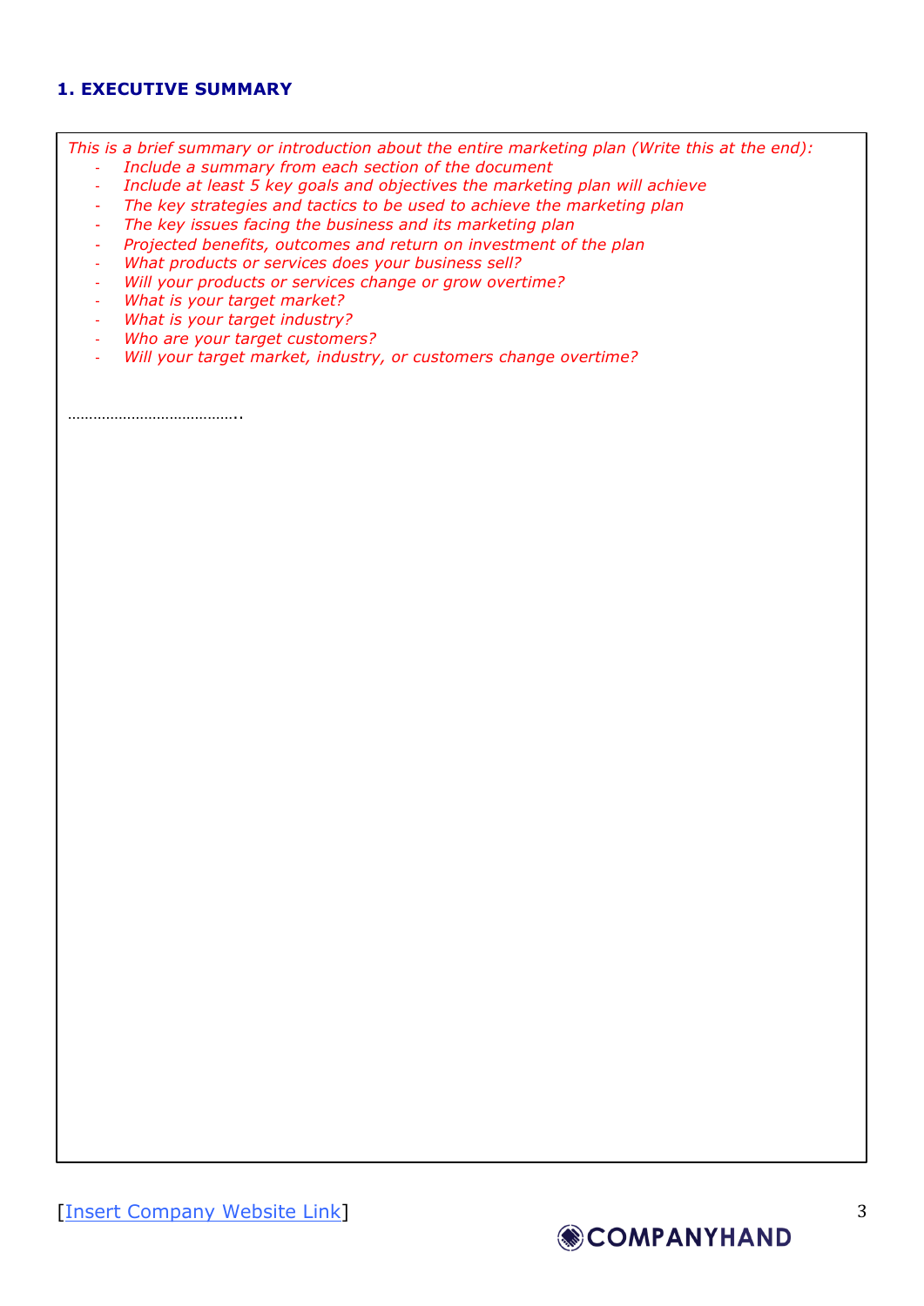## 1. EXECUTIVE SUMMARY

*This is a brief summary or introduction about the entire marketing plan (Write this at the end):*

- *Include a summary from each section of the document*
- *Include at least 5 key goals and objectives the marketing plan will achieve*
- *The key strategies and tactics to be used to achieve the marketing plan*
- *The key issues facing the business and its marketing plan*
- *Projected benefits, outcomes and return on investment of the plan*
- *What products or services does your business sell?*
- *Will your products or services change or grow overtime?*
- *What is your target market?*
- *What is your target industry?*
- *Who are your target customers?*
- *Will your target market, industry, or customers change overtime?*

…………………………………..

[Insert Company Website Link]